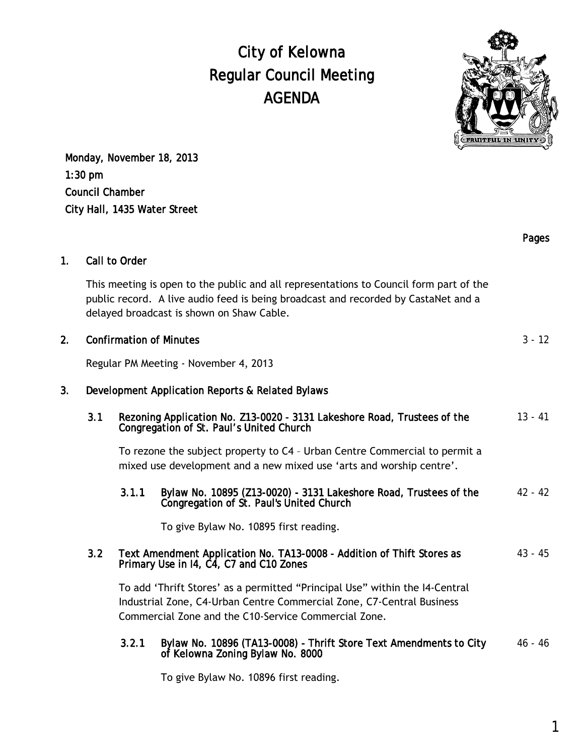# City of Kelowna
# Regular Council Meeting
# AGENDA

Monday, November 18, 2013
1:30 pm
Council Chamber
City Hall, 1435 Water Street

**Pages**

## 1. Call to Order

This meeting is open to the public and all representations to Council form part of the public record. A live audio feed is being broadcast and recorded by CastaNet and a delayed broadcast is shown on Shaw Cable.

## 2. Confirmation of Minutes — 3 - 12

Regular PM Meeting - November 4, 2013

## 3. Development Application Reports & Related Bylaws

### 3.1 Rezoning Application No. Z13-0020 - 3131 Lakeshore Road, Trustees of the Congregation of St. Paul's United Church — 13 - 41

To rezone the subject property to C4 – Urban Centre Commercial to permit a mixed use development and a new mixed use 'arts and worship centre'.

#### 3.1.1 Bylaw No. 10895 (Z13-0020) - 3131 Lakeshore Road, Trustees of the Congregation of St. Paul's United Church — 42 - 42

To give Bylaw No. 10895 first reading.

### 3.2 Text Amendment Application No. TA13-0008 - Addition of Thift Stores as Primary Use in I4, C4, C7 and C10 Zones — 43 - 45

To add 'Thrift Stores' as a permitted "Principal Use" within the I4-Central Industrial Zone, C4-Urban Centre Commercial Zone, C7-Central Business Commercial Zone and the C10-Service Commercial Zone.

#### 3.2.1 Bylaw No. 10896 (TA13-0008) - Thrift Store Text Amendments to City of Kelowna Zoning Bylaw No. 8000 — 46 - 46

To give Bylaw No. 10896 first reading.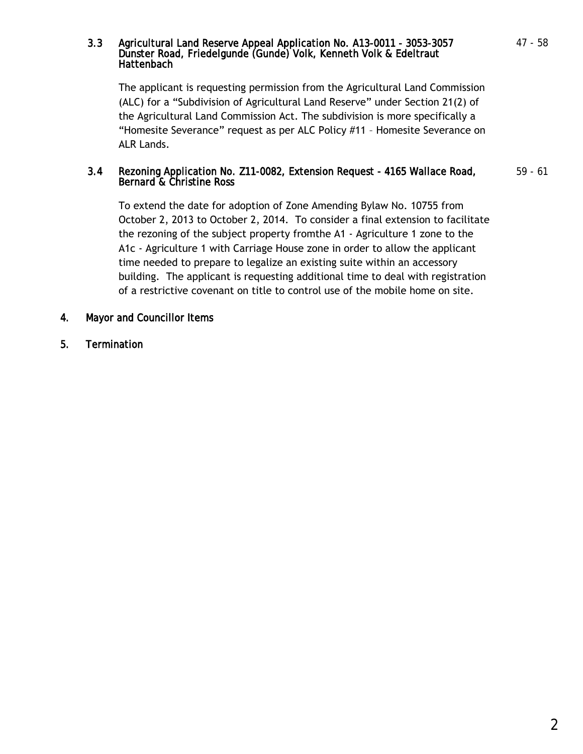### 3.3 Agricultural Land Reserve Appeal Application No. A13-0011 - 3053-3057 Dunster Road, Friedelgunde (Gunde) Volk, Kenneth Volk & Edeltraut Hattenbach

47 - 58

The applicant is requesting permission from the Agricultural Land Commission (ALC) for a "Subdivision of Agricultural Land Reserve" under Section 21(2) of the Agricultural Land Commission Act. The subdivision is more specifically a "Homesite Severance" request as per ALC Policy #11 – Homesite Severance on ALR Lands.

### 3.4 Rezoning Application No. Z11-0082, Extension Request - 4165 Wallace Road, Bernard & Christine Ross

59 - 61

To extend the date for adoption of Zone Amending Bylaw No. 10755 from October 2, 2013 to October 2, 2014. To consider a final extension to facilitate the rezoning of the subject property fromthe A1 - Agriculture 1 zone to the A1c - Agriculture 1 with Carriage House zone in order to allow the applicant time needed to prepare to legalize an existing suite within an accessory building. The applicant is requesting additional time to deal with registration of a restrictive covenant on title to control use of the mobile home on site.

## 4. Mayor and Councillor Items

## 5. Termination